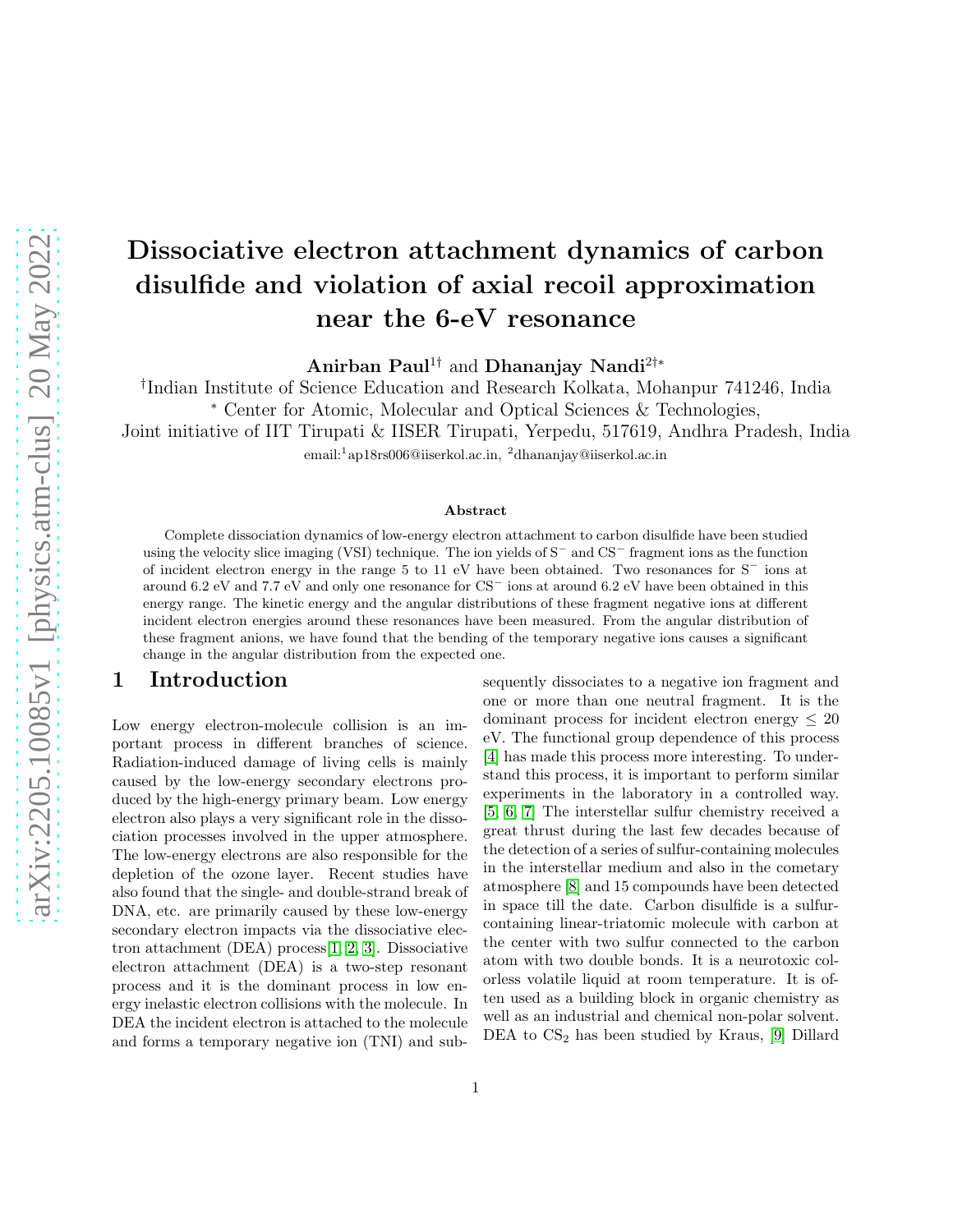# Dissociative electron attachment dynamics of carbon disulfide and violation of axial recoil approximation near the 6-eV resonance

**Anirban Paul**[1†] and **Dhananjay Nandi**[2†*]

[†]Indian Institute of Science Education and Research Kolkata, Mohanpur 741246, India

[*] Center for Atomic, Molecular and Optical Sciences & Technologies,
Joint initiative of IIT Tirupati & IISER Tirupati, Yerpedu, 517619, Andhra Pradesh, India

email:[1]ap18rs006@iiserkol.ac.in, [2]dhananjay@iiserkol.ac.in

### Abstract

Complete dissociation dynamics of low-energy electron attachment to carbon disulfide have been studied using the velocity slice imaging (VSI) technique. The ion yields of $S^-$ and $CS^-$ fragment ions as the function of incident electron energy in the range 5 to 11 eV have been obtained. Two resonances for $S^-$ ions at around 6.2 eV and 7.7 eV and only one resonance for $CS^-$ ions at around 6.2 eV have been obtained in this energy range. The kinetic energy and the angular distributions of these fragment negative ions at different incident electron energies around these resonances have been measured. From the angular distribution of these fragment anions, we have found that the bending of the temporary negative ions causes a significant change in the angular distribution from the expected one.

## 1 Introduction

Low energy electron-molecule collision is an important process in different branches of science. Radiation-induced damage of living cells is mainly caused by the low-energy secondary electrons produced by the high-energy primary beam. Low energy electron also plays a very significant role in the dissociation processes involved in the upper atmosphere. The low-energy electrons are also responsible for the depletion of the ozone layer. Recent studies have also found that the single- and double-strand break of DNA, etc. are primarily caused by these low-energy secondary electron impacts via the dissociative electron attachment (DEA) process[1, 2, 3]. Dissociative electron attachment (DEA) is a two-step resonant process and it is the dominant process in low energy inelastic electron collisions with the molecule. In DEA the incident electron is attached to the molecule and forms a temporary negative ion (TNI) and subsequently dissociates to a negative ion fragment and one or more than one neutral fragment. It is the dominant process for incident electron energy $\leq 20$ eV. The functional group dependence of this process [4] has made this process more interesting. To understand this process, it is important to perform similar experiments in the laboratory in a controlled way. [5, 6, 7] The interstellar sulfur chemistry received a great thrust during the last few decades because of the detection of a series of sulfur-containing molecules in the interstellar medium and also in the cometary atmosphere [8] and 15 compounds have been detected in space till the date. Carbon disulfide is a sulfur-containing linear-triatomic molecule with carbon at the center with two sulfur connected to the carbon atom with two double bonds. It is a neurotoxic colorless volatile liquid at room temperature. It is often used as a building block in organic chemistry as well as an industrial and chemical non-polar solvent. DEA to $CS_2$ has been studied by Kraus, [9] Dillard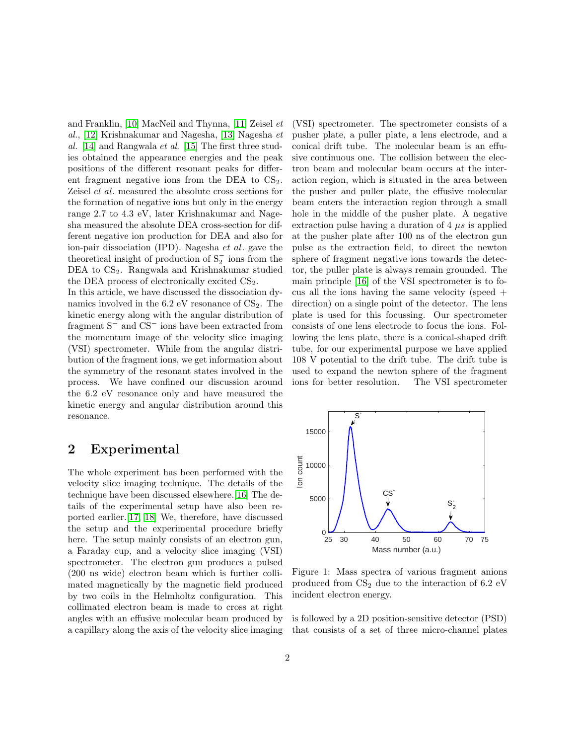and Franklin, [10] MacNeil and Thynna, [11] Zeisel *et al.*, [12] Krishnakumar and Nagesha, [13] Nagesha *et al.* [14] and Rangwala *et al.* [15] The first three studies obtained the appearance energies and the peak positions of the different resonant peaks for different fragment negative ions from the DEA to $CS_2$. Zeisel *el al*. measured the absolute cross sections for the formation of negative ions but only in the energy range 2.7 to 4.3 eV, later Krishnakumar and Nagesha measured the absolute DEA cross-section for different negative ion production for DEA and also for ion-pair dissociation (IPD). Nagesha *et al*. gave the theoretical insight of production of $S_2^-$ ions from the DEA to $CS_2$. Rangwala and Krishnakumar studied the DEA process of electronically excited $CS_2$.

In this article, we have discussed the dissociation dynamics involved in the 6.2 eV resonance of $CS_2$. The kinetic energy along with the angular distribution of fragment $S^-$ and $CS^-$ ions have been extracted from the momentum image of the velocity slice imaging (VSI) spectrometer. While from the angular distribution of the fragment ions, we get information about the symmetry of the resonant states involved in the process. We have confined our discussion around the 6.2 eV resonance only and have measured the kinetic energy and angular distribution around this resonance.

## 2 Experimental

The whole experiment has been performed with the velocity slice imaging technique. The details of the technique have been discussed elsewhere.[16] The details of the experimental setup have also been reported earlier.[17, 18] We, therefore, have discussed the setup and the experimental procedure briefly here. The setup mainly consists of an electron gun, a Faraday cup, and a velocity slice imaging (VSI) spectrometer. The electron gun produces a pulsed (200 ns wide) electron beam which is further collimated magnetically by the magnetic field produced by two coils in the Helmholtz configuration. This collimated electron beam is made to cross at right angles with an effusive molecular beam produced by a capillary along the axis of the velocity slice imaging (VSI) spectrometer. The spectrometer consists of a pusher plate, a puller plate, a lens electrode, and a conical drift tube. The molecular beam is an effusive continuous one. The collision between the electron beam and molecular beam occurs at the interaction region, which is situated in the area between the pusher and puller plate, the effusive molecular beam enters the interaction region through a small hole in the middle of the pusher plate. A negative extraction pulse having a duration of 4 $\mu s$ is applied at the pusher plate after 100 ns of the electron gun pulse as the extraction field, to direct the newton sphere of fragment negative ions towards the detector, the puller plate is always remain grounded. The main principle [16] of the VSI spectrometer is to focus all the ions having the same velocity (speed + direction) on a single point of the detector. The lens plate is used for this focussing. Our spectrometer consists of one lens electrode to focus the ions. Following the lens plate, there is a conical-shaped drift tube, for our experimental purpose we have applied 108 V potential to the drift tube. The drift tube is used to expand the newton sphere of the fragment ions for better resolution. The VSI spectrometer is followed by a 2D position-sensitive detector (PSD) that consists of a set of three micro-channel plates

Figure 1: Mass spectra of various fragment anions produced from $CS_2$ due to the interaction of 6.2 eV incident electron energy.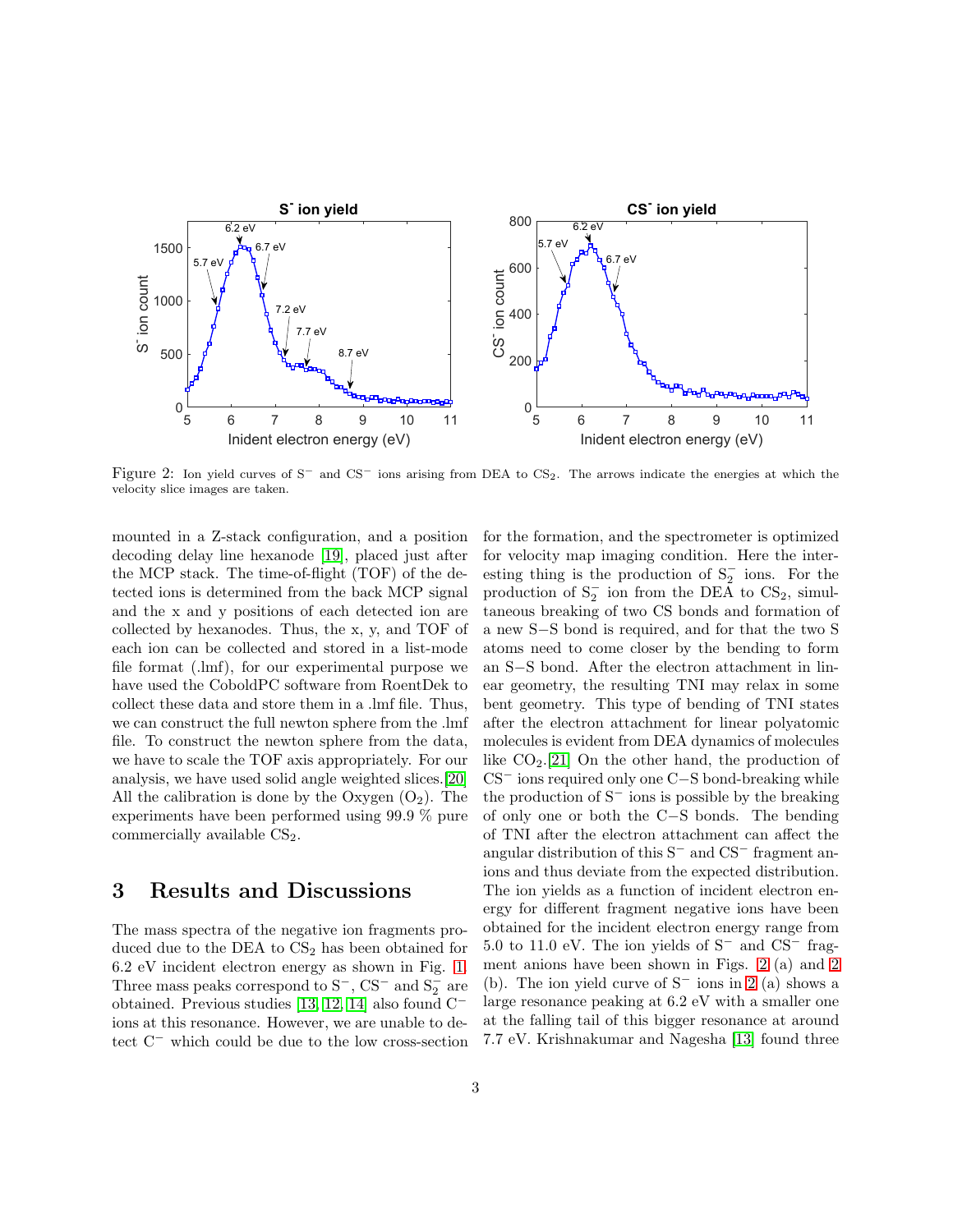Figure 2: Ion yield curves of $S^-$ and $CS^-$ ions arising from DEA to $CS_2$. The arrows indicate the energies at which the velocity slice images are taken.

mounted in a Z-stack configuration, and a position decoding delay line hexanode [19], placed just after the MCP stack. The time-of-flight (TOF) of the detected ions is determined from the back MCP signal and the x and y positions of each detected ion are collected by hexanodes. Thus, the x, y, and TOF of each ion can be collected and stored in a list-mode file format (.lmf), for our experimental purpose we have used the CoboldPC software from RoentDek to collect these data and store them in a .lmf file. Thus, we can construct the full newton sphere from the .lmf file. To construct the newton sphere from the data, we have to scale the TOF axis appropriately. For our analysis, we have used solid angle weighted slices.[20] All the calibration is done by the Oxygen ($O_2$). The experiments have been performed using 99.9 % pure commercially available $CS_2$.

# 3 Results and Discussions

The mass spectra of the negative ion fragments produced due to the DEA to $CS_2$ has been obtained for 6.2 eV incident electron energy as shown in Fig. 1. Three mass peaks correspond to $S^-$, $CS^-$ and $S_2^-$ are obtained. Previous studies [13, 12, 14] also found $C^-$ ions at this resonance. However, we are unable to detect $C^-$ which could be due to the low cross-section for the formation, and the spectrometer is optimized for velocity map imaging condition. Here the interesting thing is the production of $S_2^-$ ions. For the production of $S_2^-$ ion from the DEA to $CS_2$, simultaneous breaking of two CS bonds and formation of a new S−S bond is required, and for that the two S atoms need to come closer by the bending to form an S−S bond. After the electron attachment in linear geometry, the resulting TNI may relax in some bent geometry. This type of bending of TNI states after the electron attachment for linear polyatomic molecules is evident from DEA dynamics of molecules like $CO_2$.[21] On the other hand, the production of $CS^-$ ions required only one C−S bond-breaking while the production of $S^-$ ions is possible by the breaking of only one or both the C−S bonds. The bending of TNI after the electron attachment can affect the angular distribution of this $S^-$ and $CS^-$ fragment anions and thus deviate from the expected distribution. The ion yields as a function of incident electron energy for different fragment negative ions have been obtained for the incident electron energy range from 5.0 to 11.0 eV. The ion yields of $S^-$ and $CS^-$ fragment anions have been shown in Figs. 2 (a) and 2 (b). The ion yield curve of $S^-$ ions in 2 (a) shows a large resonance peaking at 6.2 eV with a smaller one at the falling tail of this bigger resonance at around 7.7 eV. Krishnakumar and Nagesha [13] found three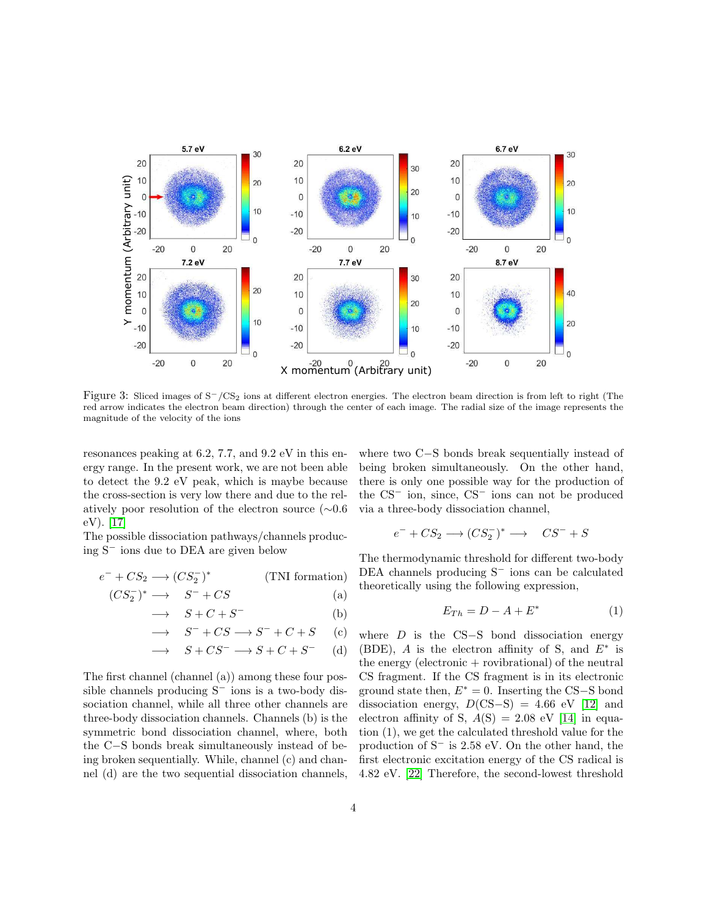Figure 3: Sliced images of $S^-/CS_2$ ions at different electron energies. The electron beam direction is from left to right (The red arrow indicates the electron beam direction) through the center of each image. The radial size of the image represents the magnitude of the velocity of the ions

resonances peaking at 6.2, 7.7, and 9.2 eV in this energy range. In the present work, we are not been able to detect the 9.2 eV peak, which is maybe because the cross-section is very low there and due to the relatively poor resolution of the electron source (~0.6 eV). [17]

The possible dissociation pathways/channels producing $S^-$ ions due to DEA are given below

$$e^- + CS_2 \longrightarrow (CS_2^-)^* \qquad \text{(TNI formation)}$$

$$(CS_2^-)^* \longrightarrow \quad S^- + CS \qquad \text{(a)}$$

$$\longrightarrow \quad S + C + S^- \qquad \text{(b)}$$

$$\longrightarrow \quad S^- + CS \longrightarrow S^- + C + S \qquad \text{(c)}$$

$$\longrightarrow \quad S + CS^- \longrightarrow S + C + S^- \qquad \text{(d)}$$

The first channel (channel (a)) among these four possible channels producing $S^-$ ions is a two-body dissociation channel, while all three other channels are three-body dissociation channels. Channels (b) is the symmetric bond dissociation channel, where, both the C−S bonds break simultaneously instead of being broken sequentially. While, channel (c) and channel (d) are the two sequential dissociation channels, where two C−S bonds break sequentially instead of being broken simultaneously. On the other hand, there is only one possible way for the production of the $CS^-$ ion, since, $CS^-$ ions can not be produced via a three-body dissociation channel,

$$e^- + CS_2 \longrightarrow (CS_2^-)^* \longrightarrow \quad CS^- + S$$

The thermodynamic threshold for different two-body DEA channels producing $S^-$ ions can be calculated theoretically using the following expression,

$$E_{Th} = D - A + E^* \qquad (1)$$

where $D$ is the CS−S bond dissociation energy (BDE), $A$ is the electron affinity of S, and $E^*$ is the energy (electronic + rovibrational) of the neutral CS fragment. If the CS fragment is in its electronic ground state then, $E^* = 0$. Inserting the CS−S bond dissociation energy, $D$(CS−S) = 4.66 eV [12] and electron affinity of S, $A$(S) = 2.08 eV [14] in equation (1), we get the calculated threshold value for the production of $S^-$ is 2.58 eV. On the other hand, the first electronic excitation energy of the CS radical is 4.82 eV. [22] Therefore, the second-lowest threshold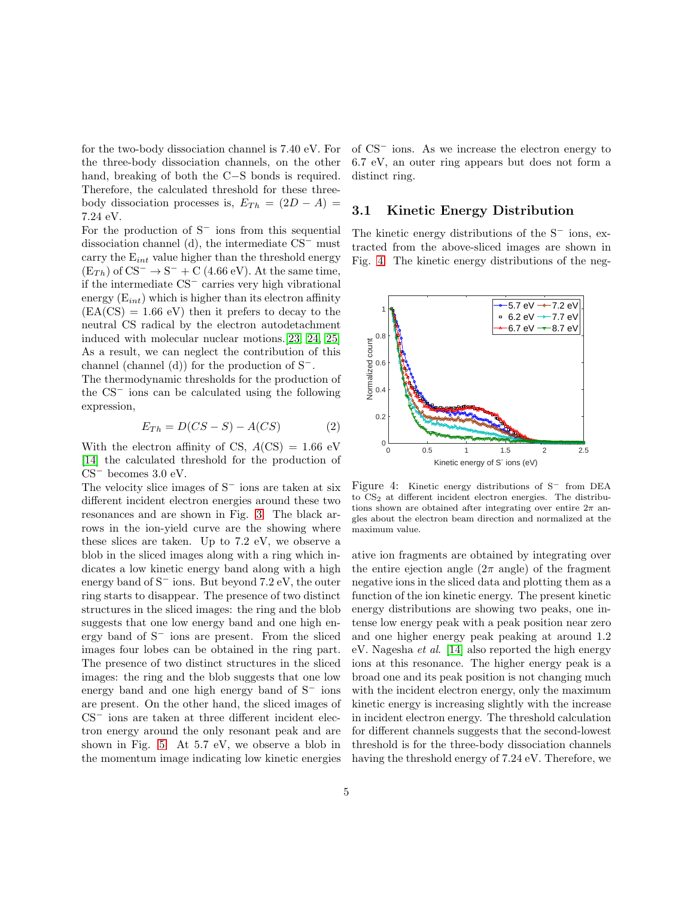for the two-body dissociation channel is 7.40 eV. For the three-body dissociation channels, on the other hand, breaking of both the C−S bonds is required. Therefore, the calculated threshold for these three-body dissociation processes is, $E_{Th} = (2D - A) =$ 7.24 eV.

For the production of $S^-$ ions from this sequential dissociation channel (d), the intermediate $CS^-$ must carry the $E_{int}$ value higher than the threshold energy ($E_{Th}$) of $CS^- \rightarrow S^- + C$ (4.66 eV). At the same time, if the intermediate $CS^-$ carries very high vibrational energy ($E_{int}$) which is higher than its electron affinity (EA(CS) = 1.66 eV) then it prefers to decay to the neutral CS radical by the electron autodetachment induced with molecular nuclear motions.[23, 24, 25] As a result, we can neglect the contribution of this channel (channel (d)) for the production of $S^-$.

The thermodynamic thresholds for the production of the $CS^-$ ions can be calculated using the following expression,

$$E_{Th} = D(CS - S) - A(CS) \tag{2}$$

With the electron affinity of CS, $A(CS)$ = 1.66 eV [14] the calculated threshold for the production of $CS^-$ becomes 3.0 eV.

The velocity slice images of $S^-$ ions are taken at six different incident electron energies around these two resonances and are shown in Fig. 3. The black arrows in the ion-yield curve are the showing where these slices are taken. Up to 7.2 eV, we observe a blob in the sliced images along with a ring which indicates a low kinetic energy band along with a high energy band of $S^-$ ions. But beyond 7.2 eV, the outer ring starts to disappear. The presence of two distinct structures in the sliced images: the ring and the blob suggests that one low energy band and one high energy band of $S^-$ ions are present. From the sliced images four lobes can be obtained in the ring part. The presence of two distinct structures in the sliced images: the ring and the blob suggests that one low energy band and one high energy band of $S^-$ ions are present. On the other hand, the sliced images of $CS^-$ ions are taken at three different incident electron energy around the only resonant peak and are shown in Fig. 5. At 5.7 eV, we observe a blob in the momentum image indicating low kinetic energies of $CS^-$ ions. As we increase the electron energy to 6.7 eV, an outer ring appears but does not form a distinct ring.

### 3.1 Kinetic Energy Distribution

The kinetic energy distributions of the $S^-$ ions, extracted from the above-sliced images are shown in Fig. 4. The kinetic energy distributions of the negative ion fragments are obtained by integrating over the entire ejection angle ($2\pi$ angle) of the fragment negative ions in the sliced data and plotting them as a function of the ion kinetic energy. The present kinetic energy distributions are showing two peaks, one intense low energy peak with a peak position near zero and one higher energy peak peaking at around 1.2 eV. Nagesha *et al.* [14] also reported the high energy ions at this resonance. The higher energy peak is a broad one and its peak position is not changing much with the incident electron energy, only the maximum kinetic energy is increasing slightly with the increase in incident electron energy. The threshold calculation for different channels suggests that the second-lowest threshold is for the three-body dissociation channels having the threshold energy of 7.24 eV. Therefore, we

Figure 4: Kinetic energy distributions of $S^-$ from DEA to $CS_2$ at different incident electron energies. The distributions shown are obtained after integrating over entire $2\pi$ angles about the electron beam direction and normalized at the maximum value.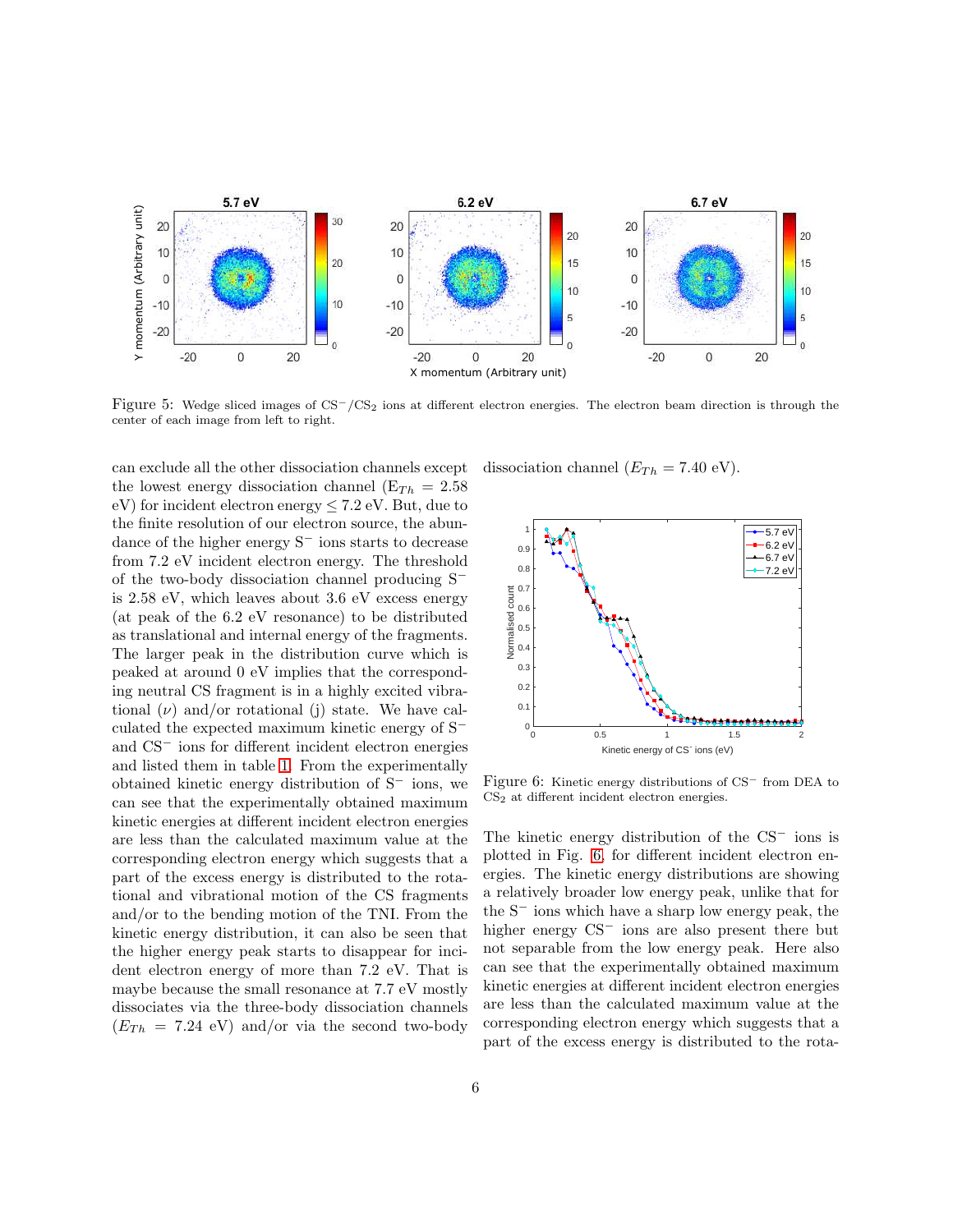Figure 5: Wedge sliced images of $CS^-/CS_2$ ions at different electron energies. The electron beam direction is through the center of each image from left to right.

can exclude all the other dissociation channels except the lowest energy dissociation channel ($E_{Th}$ = 2.58 eV) for incident electron energy ≤ 7.2 eV. But, due to the finite resolution of our electron source, the abundance of the higher energy $S^-$ ions starts to decrease from 7.2 eV incident electron energy. The threshold of the two-body dissociation channel producing $S^-$ is 2.58 eV, which leaves about 3.6 eV excess energy (at peak of the 6.2 eV resonance) to be distributed as translational and internal energy of the fragments. The larger peak in the distribution curve which is peaked at around 0 eV implies that the corresponding neutral CS fragment is in a highly excited vibrational ($\nu$) and/or rotational (j) state. We have calculated the expected maximum kinetic energy of $S^-$ and $CS^-$ ions for different incident electron energies and listed them in table 1. From the experimentally obtained kinetic energy distribution of $S^-$ ions, we can see that the experimentally obtained maximum kinetic energies at different incident electron energies are less than the calculated maximum value at the corresponding electron energy which suggests that a part of the excess energy is distributed to the rotational and vibrational motion of the CS fragments and/or to the bending motion of the TNI. From the kinetic energy distribution, it can also be seen that the higher energy peak starts to disappear for incident electron energy of more than 7.2 eV. That is maybe because the small resonance at 7.7 eV mostly dissociates via the three-body dissociation channels ($E_{Th}$ = 7.24 eV) and/or via the second two-body dissociation channel ($E_{Th}$ = 7.40 eV).

Figure 6: Kinetic energy distributions of $CS^-$ from DEA to $CS_2$ at different incident electron energies.

The kinetic energy distribution of the $CS^-$ ions is plotted in Fig. 6, for different incident electron energies. The kinetic energy distributions are showing a relatively broader low energy peak, unlike that for the $S^-$ ions which have a sharp low energy peak, the higher energy $CS^-$ ions are also present there but not separable from the low energy peak. Here also can see that the experimentally obtained maximum kinetic energies at different incident electron energies are less than the calculated maximum value at the corresponding electron energy which suggests that a part of the excess energy is distributed to the rota-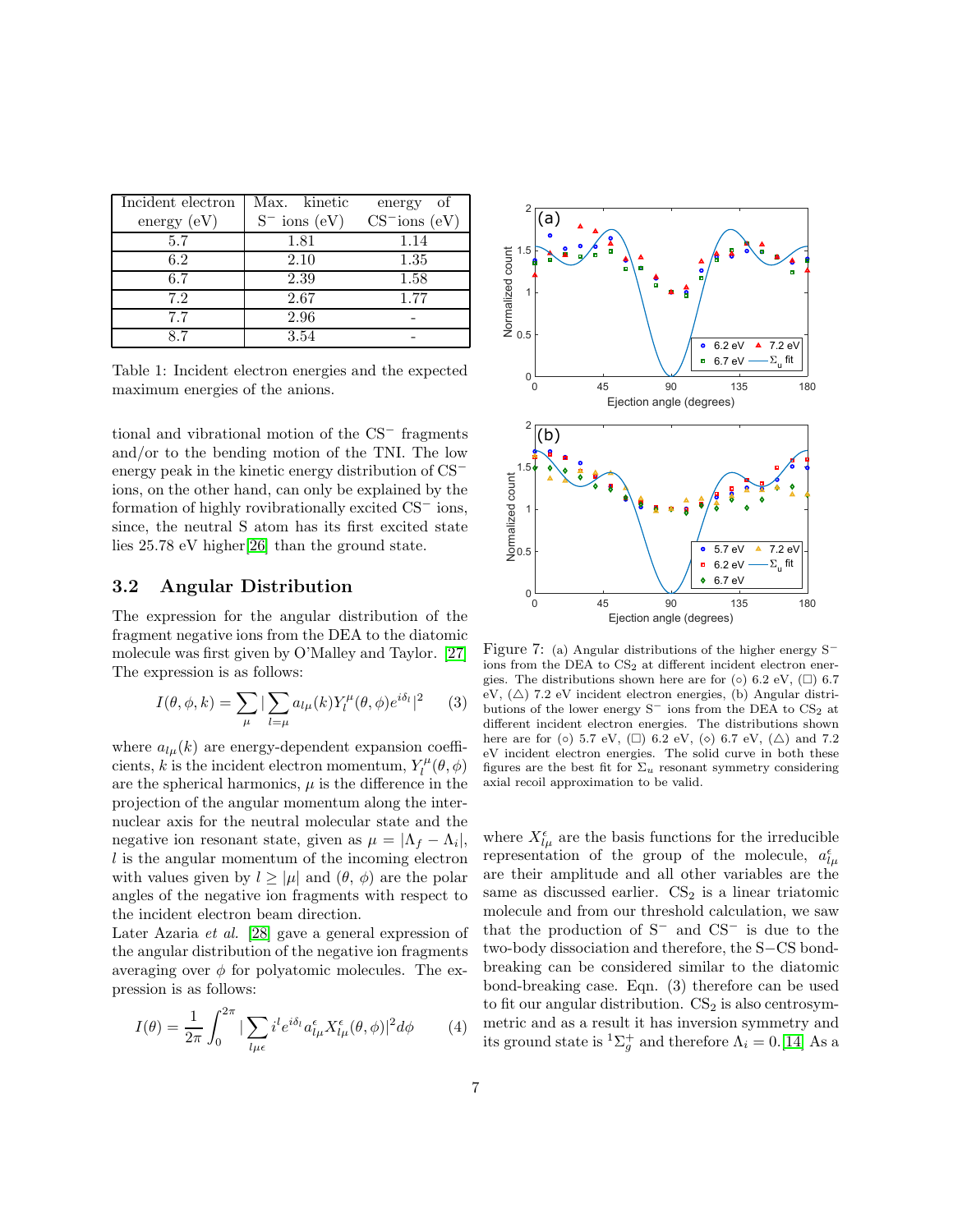| Incident electron energy (eV) | Max. kinetic $S^-$ ions (eV) | energy of $CS^-$ions (eV) |
|---|---|---|
| 5.7 | 1.81 | 1.14 |
| 6.2 | 2.10 | 1.35 |
| 6.7 | 2.39 | 1.58 |
| 7.2 | 2.67 | 1.77 |
| 7.7 | 2.96 | - |
| 8.7 | 3.54 | - |

Table 1: Incident electron energies and the expected maximum energies of the anions.

tional and vibrational motion of the $CS^-$ fragments and/or to the bending motion of the TNI. The low energy peak in the kinetic energy distribution of $CS^-$ ions, on the other hand, can only be explained by the formation of highly rovibrationally excited $CS^-$ ions, since, the neutral S atom has its first excited state lies 25.78 eV higher[26] than the ground state.

## 3.2 Angular Distribution

The expression for the angular distribution of the fragment negative ions from the DEA to the diatomic molecule was first given by O'Malley and Taylor. [27] The expression is as follows:

$$I(\theta, \phi, k) = \sum_{\mu} |\sum_{l=\mu} a_{l\mu}(k) Y_l^{\mu}(\theta, \phi) e^{i\delta_l}|^2 \quad (3)$$

where $a_{l\mu}(k)$ are energy-dependent expansion coefficients, $k$ is the incident electron momentum, $Y_l^{\mu}(\theta, \phi)$ are the spherical harmonics, $\mu$ is the difference in the projection of the angular momentum along the internuclear axis for the neutral molecular state and the negative ion resonant state, given as $\mu = |\Lambda_f - \Lambda_i|$, $l$ is the angular momentum of the incoming electron with values given by $l \geq |\mu|$ and $(\theta, \phi)$ are the polar angles of the negative ion fragments with respect to the incident electron beam direction.

Later Azaria *et al.* [28] gave a general expression of the angular distribution of the negative ion fragments averaging over $\phi$ for polyatomic molecules. The expression is as follows:

$$I(\theta) = \frac{1}{2\pi} \int_0^{2\pi} |\sum_{l\mu\epsilon} i^l e^{i\delta_l} a_{l\mu}^{\epsilon} X_{l\mu}^{\epsilon}(\theta, \phi)|^2 d\phi \quad (4)$$

Figure 7: (a) Angular distributions of the higher energy $S^-$ ions from the DEA to $CS_2$ at different incident electron energies. The distributions shown here are for (○) 6.2 eV, (□) 6.7 eV, (△) 7.2 eV incident electron energies, (b) Angular distributions of the lower energy $S^-$ ions from the DEA to $CS_2$ at different incident electron energies. The distributions shown here are for (○) 5.7 eV, (□) 6.2 eV, (◇) 6.7 eV, (△) and 7.2 eV incident electron energies. The solid curve in both these figures are the best fit for $\Sigma_u$ resonant symmetry considering axial recoil approximation to be valid.

where $X_{l\mu}^{\epsilon}$ are the basis functions for the irreducible representation of the group of the molecule, $a_{l\mu}^{\epsilon}$ are their amplitude and all other variables are the same as discussed earlier. $CS_2$ is a linear triatomic molecule and from our threshold calculation, we saw that the production of $S^-$ and $CS^-$ is due to the two-body dissociation and therefore, the S−CS bond-breaking can be considered similar to the diatomic bond-breaking case. Eqn. (3) therefore can be used to fit our angular distribution. $CS_2$ is also centrosymmetric and as a result it has inversion symmetry and its ground state is $^1\Sigma_g^+$ and therefore $\Lambda_i = 0$.[14] As a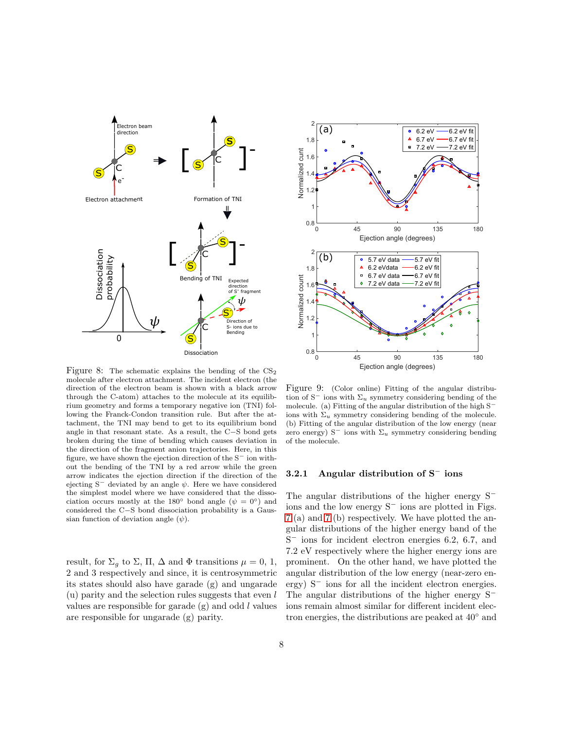Figure 8: The schematic explains the bending of the $CS_2$ molecule after electron attachment. The incident electron (the direction of the electron beam is shown with a black arrow through the C-atom) attaches to the molecule at its equilibrium geometry and forms a temporary negative ion (TNI) following the Franck-Condon transition rule. But after the attachment, the TNI may bend to get to its equilibrium bond angle in that resonant state. As a result, the C−S bond gets broken during the time of bending which causes deviation in the direction of the fragment anion trajectories. Here, in this figure, we have shown the ejection direction of the $S^-$ ion without the bending of the TNI by a red arrow while the green arrow indicates the ejection direction if the direction of the ejecting $S^-$ deviated by an angle $\psi$. Here we have considered the simplest model where we have considered that the dissociation occurs mostly at the 180° bond angle ($\psi = 0°$) and considered the C−S bond dissociation probability is a Gaussian function of deviation angle ($\psi$).

Figure 9: (Color online) Fitting of the angular distribution of $S^-$ ions with $\Sigma_u$ symmetry considering bending of the molecule. (a) Fitting of the angular distribution of the high $S^-$ ions with $\Sigma_u$ symmetry considering bending of the molecule. (b) Fitting of the angular distribution of the low energy (near zero energy) $S^-$ ions with $\Sigma_u$ symmetry considering bending of the molecule.

result, for $\Sigma_g$ to $\Sigma$, $\Pi$, $\Delta$ and $\Phi$ transitions $\mu = 0$, 1, 2 and 3 respectively and since, it is centrosymmetric its states should also have garade (g) and ungarade (u) parity and the selection rules suggests that even $l$ values are responsible for garade (g) and odd $l$ values are responsible for ungarade (g) parity.

### 3.2.1 Angular distribution of $S^-$ ions

The angular distributions of the higher energy $S^-$ ions and the low energy $S^-$ ions are plotted in Figs. 7(a) and 7(b) respectively. We have plotted the angular distributions of the higher energy band of the $S^-$ ions for incident electron energies 6.2, 6.7, and 7.2 eV respectively where the higher energy ions are prominent. On the other hand, we have plotted the angular distribution of the low energy (near-zero energy) $S^-$ ions for all the incident electron energies. The angular distributions of the higher energy $S^-$ ions remain almost similar for different incident electron energies, the distributions are peaked at 40° and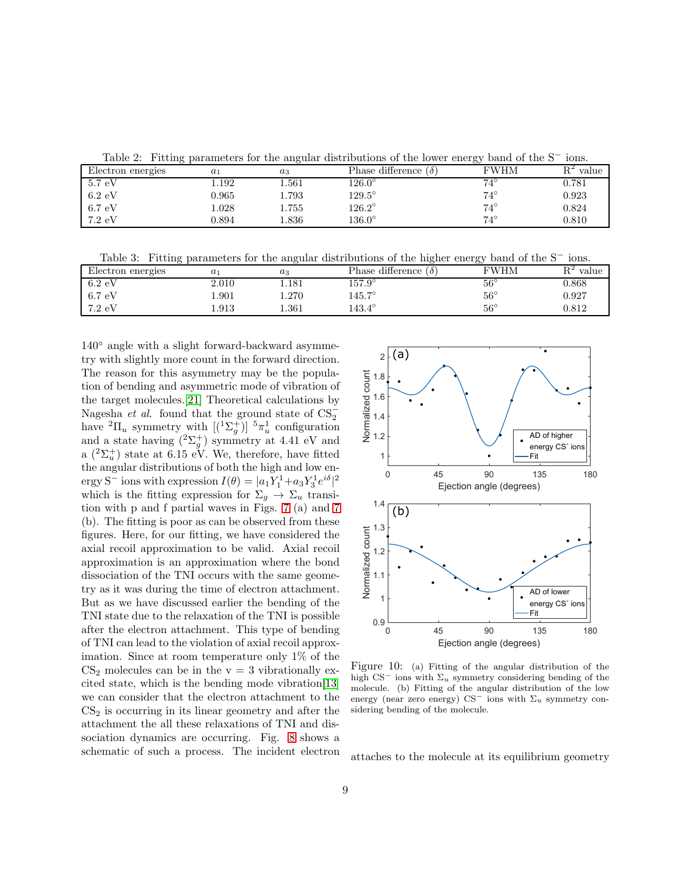Table 2: Fitting parameters for the angular distributions of the lower energy band of the $S^-$ ions.

| Electron energies | $a_1$ | $a_3$ | Phase difference ($\delta$) | FWHM | $R^2$ value |
|---|---|---|---|---|---|
| 5.7 eV | 1.192 | 1.561 | 126.0° | 74° | 0.781 |
| 6.2 eV | 0.965 | 1.793 | 129.5° | 74° | 0.923 |
| 6.7 eV | 1.028 | 1.755 | 126.2° | 74° | 0.824 |
| 7.2 eV | 0.894 | 1.836 | 136.0° | 74° | 0.810 |

Table 3: Fitting parameters for the angular distributions of the higher energy band of the $S^-$ ions.

| Electron energies | $a_1$ | $a_3$ | Phase difference ($\delta$) | FWHM | $R^2$ value |
|---|---|---|---|---|---|
| 6.2 eV | 2.010 | 1.181 | 157.9° | 56° | 0.868 |
| 6.7 eV | 1.901 | 1.270 | 145.7° | 56° | 0.927 |
| 7.2 eV | 1.913 | 1.361 | 143.4° | 56° | 0.812 |

140° angle with a slight forward-backward asymmetry with slightly more count in the forward direction. The reason for this asymmetry may be the population of bending and asymmetric mode of vibration of the target molecules.[21] Theoretical calculations by Nagesha *et al.* found that the ground state of $CS_2^-$ have $^2\Pi_u$ symmetry with $[(^1\Sigma_g^+)]\ ^5\pi_u^1$ configuration and a state having $(^2\Sigma_g^+)$ symmetry at 4.41 eV and a $(^2\Sigma_u^+)$ state at 6.15 eV. We, therefore, have fitted the angular distributions of both the high and low energy $S^-$ ions with expression $I(\theta) = |a_1Y_1^1 + a_3Y_3^1e^{i\delta}|^2$ which is the fitting expression for $\Sigma_g \rightarrow \Sigma_u$ transition with p and f partial waves in Figs. 7 (a) and 7 (b). The fitting is poor as can be observed from these figures. Here, for our fitting, we have considered the axial recoil approximation to be valid. Axial recoil approximation is an approximation where the bond dissociation of the TNI occurs with the same geometry as it was during the time of electron attachment. But as we have discussed earlier the bending of the TNI state due to the relaxation of the TNI is possible after the electron attachment. This type of bending of TNI can lead to the violation of axial recoil approximation. Since at room temperature only 1% of the $CS_2$ molecules can be in the v = 3 vibrationally excited state, which is the bending mode vibration[13] we can consider that the electron attachment to the $CS_2$ is occurring in its linear geometry and after the attachment the all these relaxations of TNI and dissociation dynamics are occurring. Fig. 8 shows a schematic of such a process. The incident electron attaches to the molecule at its equilibrium geometry

Figure 10: (a) Fitting of the angular distribution of the high $CS^-$ ions with $\Sigma_u$ symmetry considering bending of the molecule. (b) Fitting of the angular distribution of the low energy (near zero energy) $CS^-$ ions with $\Sigma_u$ symmetry considering bending of the molecule.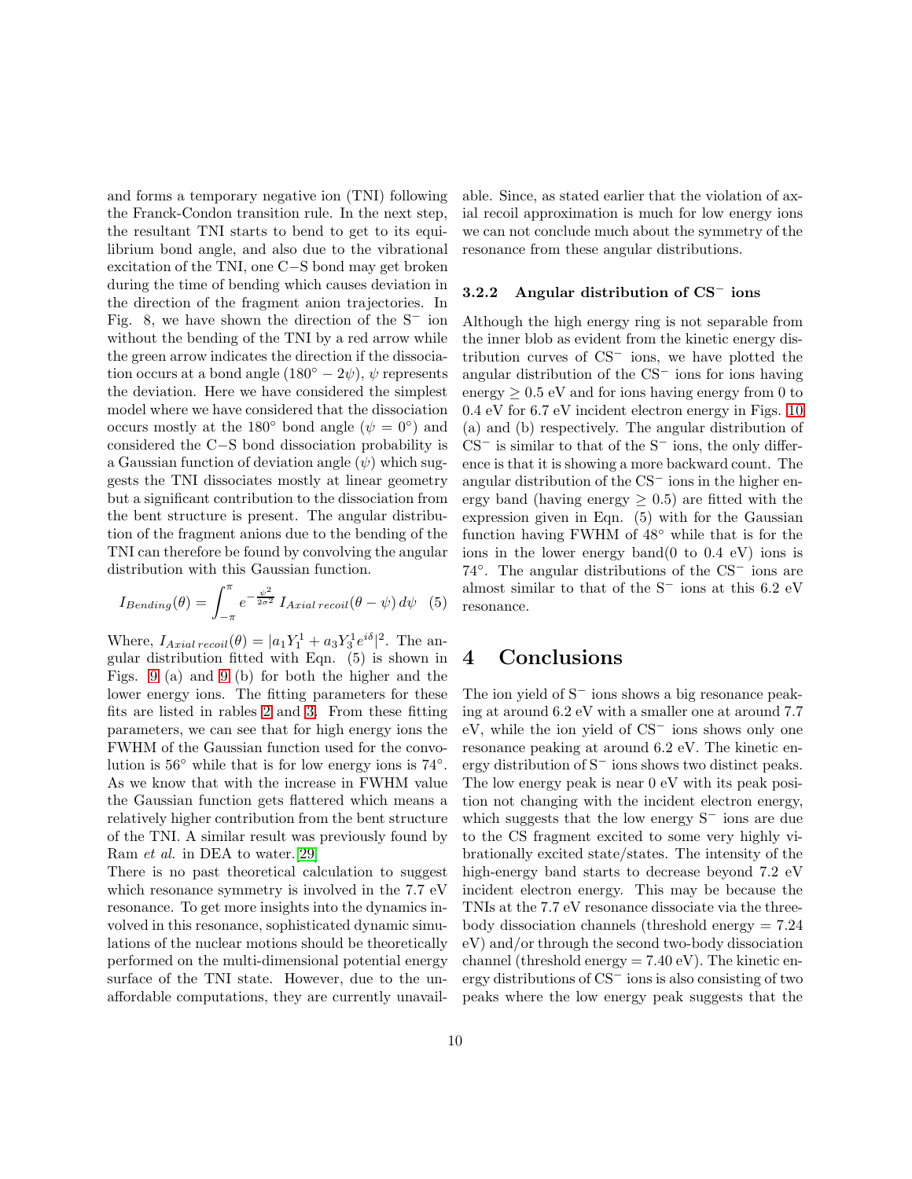and forms a temporary negative ion (TNI) following the Franck-Condon transition rule. In the next step, the resultant TNI starts to bend to get to its equilibrium bond angle, and also due to the vibrational excitation of the TNI, one C−S bond may get broken during the time of bending which causes deviation in the direction of the fragment anion trajectories. In Fig. 8, we have shown the direction of the $S^-$ ion without the bending of the TNI by a red arrow while the green arrow indicates the direction if the dissociation occurs at a bond angle $(180^\circ - 2\psi)$, $\psi$ represents the deviation. Here we have considered the simplest model where we have considered that the dissociation occurs mostly at the 180° bond angle ($\psi = 0^\circ$) and considered the C−S bond dissociation probability is a Gaussian function of deviation angle ($\psi$) which suggests the TNI dissociates mostly at linear geometry but a significant contribution to the dissociation from the bent structure is present. The angular distribution of the fragment anions due to the bending of the TNI can therefore be found by convolving the angular distribution with this Gaussian function.

$$I_{Bending}(\theta) = \int_{-\pi}^{\pi} e^{-\frac{\psi^2}{2\sigma^2}}\, I_{Axial\,recoil}(\theta - \psi)\, d\psi \quad (5)$$

Where, $I_{Axial\,recoil}(\theta) = |a_1 Y_1^1 + a_3 Y_3^1 e^{i\delta}|^2$. The angular distribution fitted with Eqn. (5) is shown in Figs. 9 (a) and 9 (b) for both the higher and the lower energy ions. The fitting parameters for these fits are listed in rables 2 and 3. From these fitting parameters, we can see that for high energy ions the FWHM of the Gaussian function used for the convolution is 56° while that is for low energy ions is 74°. As we know that with the increase in FWHM value the Gaussian function gets flattered which means a relatively higher contribution from the bent structure of the TNI. A similar result was previously found by Ram *et al.* in DEA to water.[29]

There is no past theoretical calculation to suggest which resonance symmetry is involved in the 7.7 eV resonance. To get more insights into the dynamics involved in this resonance, sophisticated dynamic simulations of the nuclear motions should be theoretically performed on the multi-dimensional potential energy surface of the TNI state. However, due to the unaffordable computations, they are currently unavailable. Since, as stated earlier that the violation of axial recoil approximation is much for low energy ions we can not conclude much about the symmetry of the resonance from these angular distributions.

### 3.2.2 Angular distribution of $CS^-$ ions

Although the high energy ring is not separable from the inner blob as evident from the kinetic energy distribution curves of $CS^-$ ions, we have plotted the angular distribution of the $CS^-$ ions for ions having energy ≥ 0.5 eV and for ions having energy from 0 to 0.4 eV for 6.7 eV incident electron energy in Figs. 10 (a) and (b) respectively. The angular distribution of $CS^-$ is similar to that of the $S^-$ ions, the only difference is that it is showing a more backward count. The angular distribution of the $CS^-$ ions in the higher energy band (having energy ≥ 0.5) are fitted with the expression given in Eqn. (5) with for the Gaussian function having FWHM of 48° while that is for the ions in the lower energy band(0 to 0.4 eV) ions is 74°. The angular distributions of the $CS^-$ ions are almost similar to that of the $S^-$ ions at this 6.2 eV resonance.

# 4 Conclusions

The ion yield of $S^-$ ions shows a big resonance peaking at around 6.2 eV with a smaller one at around 7.7 eV, while the ion yield of $CS^-$ ions shows only one resonance peaking at around 6.2 eV. The kinetic energy distribution of $S^-$ ions shows two distinct peaks. The low energy peak is near 0 eV with its peak position not changing with the incident electron energy, which suggests that the low energy $S^-$ ions are due to the CS fragment excited to some very highly vibrationally excited state/states. The intensity of the high-energy band starts to decrease beyond 7.2 eV incident electron energy. This may be because the TNIs at the 7.7 eV resonance dissociate via the three-body dissociation channels (threshold energy = 7.24 eV) and/or through the second two-body dissociation channel (threshold energy = 7.40 eV). The kinetic energy distributions of $CS^-$ ions is also consisting of two peaks where the low energy peak suggests that the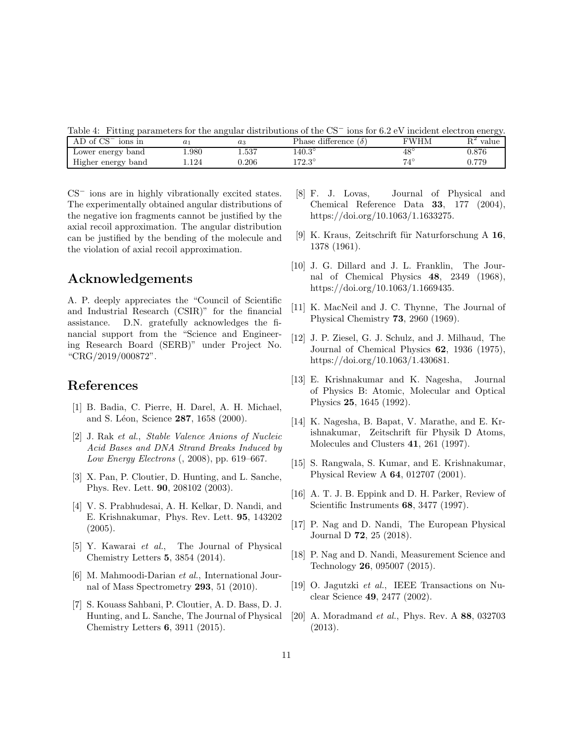Table 4: Fitting parameters for the angular distributions of the $CS^-$ ions for 6.2 eV incident electron energy.

| AD of $CS^-$ ions in | $a_1$ | $a_3$ | Phase difference ($\delta$) | FWHM | $R^2$ value |
|---|---|---|---|---|---|
| Lower energy band | 1.980 | 1.537 | 140.3° | 48° | 0.876 |
| Higher energy band | 1.124 | 0.206 | 172.3° | 74° | 0.779 |

$CS^-$ ions are in highly vibrationally excited states. The experimentally obtained angular distributions of the negative ion fragments cannot be justified by the axial recoil approximation. The angular distribution can be justified by the bending of the molecule and the violation of axial recoil approximation.

## Acknowledgements

A. P. deeply appreciates the "Council of Scientific and Industrial Research (CSIR)" for the financial assistance. D.N. gratefully acknowledges the financial support from the "Science and Engineering Research Board (SERB)" under Project No. "CRG/2019/000872".

## References

[1] B. Badia, C. Pierre, H. Darel, A. H. Michael, and S. Léon, Science **287**, 1658 (2000).

[2] J. Rak *et al.*, *Stable Valence Anions of Nucleic Acid Bases and DNA Strand Breaks Induced by Low Energy Electrons* (, 2008), pp. 619–667.

[3] X. Pan, P. Cloutier, D. Hunting, and L. Sanche, Phys. Rev. Lett. **90**, 208102 (2003).

[4] V. S. Prabhudesai, A. H. Kelkar, D. Nandi, and E. Krishnakumar, Phys. Rev. Lett. **95**, 143202 (2005).

[5] Y. Kawarai *et al.*, The Journal of Physical Chemistry Letters **5**, 3854 (2014).

[6] M. Mahmoodi-Darian *et al.*, International Journal of Mass Spectrometry **293**, 51 (2010).

[7] S. Kouass Sahbani, P. Cloutier, A. D. Bass, D. J. Hunting, and L. Sanche, The Journal of Physical Chemistry Letters **6**, 3911 (2015).

[8] F. J. Lovas, Journal of Physical and Chemical Reference Data **33**, 177 (2004), https://doi.org/10.1063/1.1633275.

[9] K. Kraus, Zeitschrift für Naturforschung A **16**, 1378 (1961).

[10] J. G. Dillard and J. L. Franklin, The Journal of Chemical Physics **48**, 2349 (1968), https://doi.org/10.1063/1.1669435.

[11] K. MacNeil and J. C. Thynne, The Journal of Physical Chemistry **73**, 2960 (1969).

[12] J. P. Ziesel, G. J. Schulz, and J. Milhaud, The Journal of Chemical Physics **62**, 1936 (1975), https://doi.org/10.1063/1.430681.

[13] E. Krishnakumar and K. Nagesha, Journal of Physics B: Atomic, Molecular and Optical Physics **25**, 1645 (1992).

[14] K. Nagesha, B. Bapat, V. Marathe, and E. Krishnakumar, Zeitschrift für Physik D Atoms, Molecules and Clusters **41**, 261 (1997).

[15] S. Rangwala, S. Kumar, and E. Krishnakumar, Physical Review A **64**, 012707 (2001).

[16] A. T. J. B. Eppink and D. H. Parker, Review of Scientific Instruments **68**, 3477 (1997).

[17] P. Nag and D. Nandi, The European Physical Journal D **72**, 25 (2018).

[18] P. Nag and D. Nandi, Measurement Science and Technology **26**, 095007 (2015).

[19] O. Jagutzki *et al.*, IEEE Transactions on Nuclear Science **49**, 2477 (2002).

[20] A. Moradmand *et al.*, Phys. Rev. A **88**, 032703 (2013).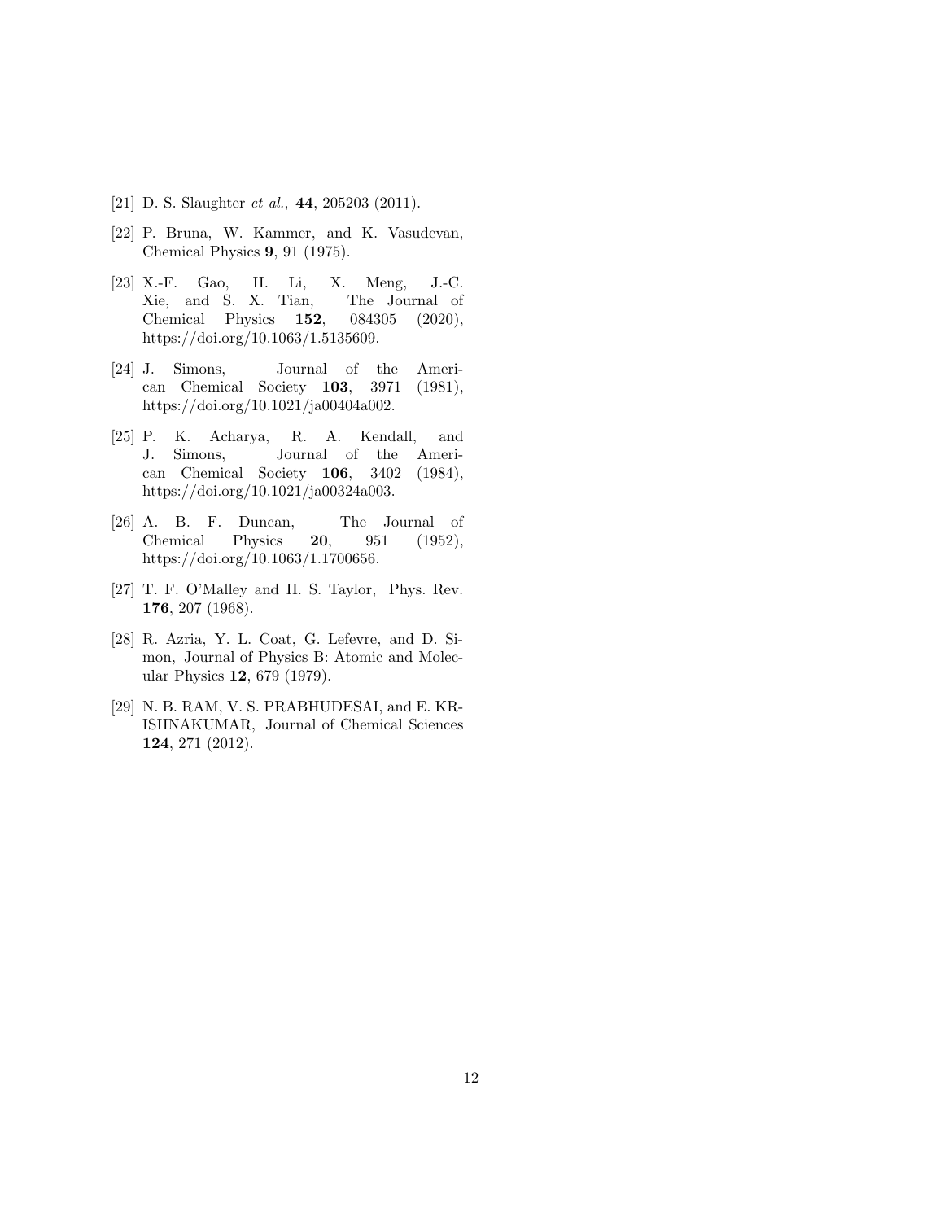[21] D. S. Slaughter *et al.*, **44**, 205203 (2011).

[22] P. Bruna, W. Kammer, and K. Vasudevan, Chemical Physics **9**, 91 (1975).

[23] X.-F. Gao, H. Li, X. Meng, J.-C. Xie, and S. X. Tian, The Journal of Chemical Physics **152**, 084305 (2020), https://doi.org/10.1063/1.5135609.

[24] J. Simons, Journal of the American Chemical Society **103**, 3971 (1981), https://doi.org/10.1021/ja00404a002.

[25] P. K. Acharya, R. A. Kendall, and J. Simons, Journal of the American Chemical Society **106**, 3402 (1984), https://doi.org/10.1021/ja00324a003.

[26] A. B. F. Duncan, The Journal of Chemical Physics **20**, 951 (1952), https://doi.org/10.1063/1.1700656.

[27] T. F. O'Malley and H. S. Taylor, Phys. Rev. **176**, 207 (1968).

[28] R. Azria, Y. L. Coat, G. Lefevre, and D. Simon, Journal of Physics B: Atomic and Molecular Physics **12**, 679 (1979).

[29] N. B. RAM, V. S. PRABHUDESAI, and E. KRISHNAKUMAR, Journal of Chemical Sciences **124**, 271 (2012).